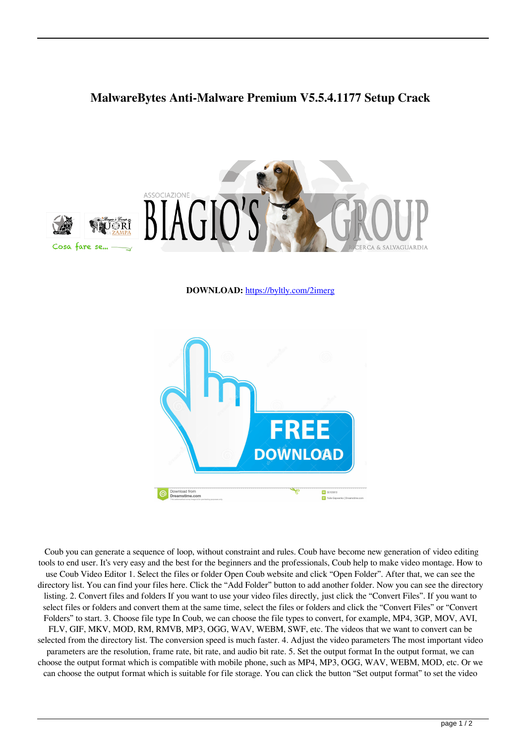# MalwareBytes Anti-Malware Premium V5.5.4.1177 Setup Crack

**DOWNLOAD:** https://byltly.com/2imerg

Coub you can generate a sequence of loop, without constraint and rules. Coub have become new generation of video editing tools to end user. It's very easy and the best for the beginners and the professionals, Coub help to make video montage. How to use Coub Video Editor 1. Select the files or folder Open Coub website and click "Open Folder". After that, we can see the directory list. You can find your files here. Click the "Add Folder" button to add another folder. Now you can see the directory listing. 2. Convert files and folders If you want to use your video files directly, just click the "Convert Files". If you want to select files or folders and convert them at the same time, select the files or folders and click the "Convert Files" or "Convert Folders" to start. 3. Choose file type In Coub, we can choose the file types to convert, for example, MP4, 3GP, MOV, AVI, FLV, GIF, MKV, MOD, RM, RMVB, MP3, OGG, WAV, WEBM, SWF, etc. The videos that we want to convert can be selected from the directory list. The conversion speed is much faster. 4. Adjust the video parameters The most important video parameters are the resolution, frame rate, bit rate, and audio bit rate. 5. Set the output format In the output format, we can choose the output format which is compatible with mobile phone, such as MP4, MP3, OGG, WAV, WEBM, MOD, etc. Or we can choose the output format which is suitable for file storage. You can click the button "Set output format" to set the video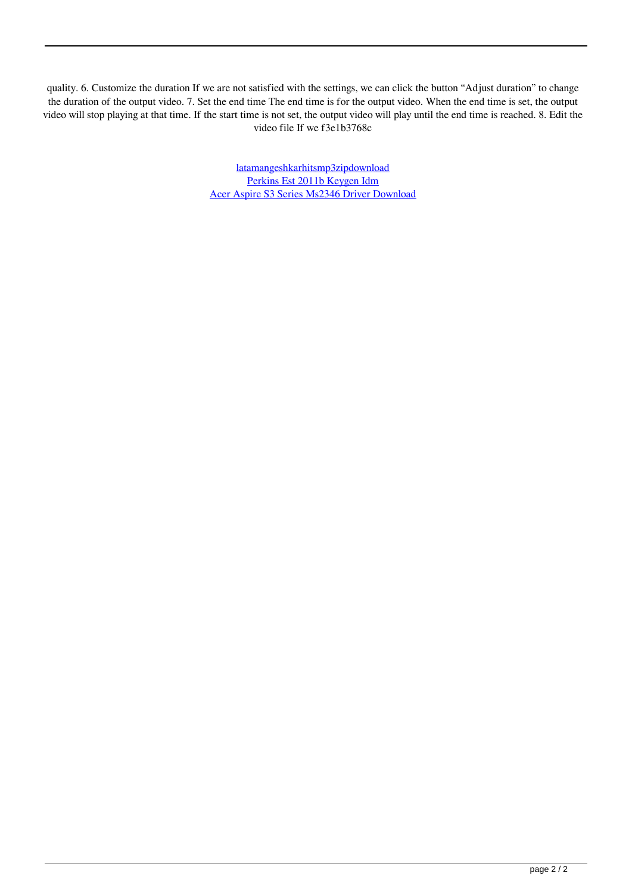quality. 6. Customize the duration If we are not satisfied with the settings, we can click the button "Adjust duration" to change the duration of the output video. 7. Set the end time The end time is for the output video. When the end time is set, the output video will stop playing at that time. If the start time is not set, the output video will play until the end time is reached. 8. Edit the video file If we f3e1b3768c

latamangeshkarhitsmp3zipdownload
Perkins Est 2011b Keygen Idm
Acer Aspire S3 Series Ms2346 Driver Download